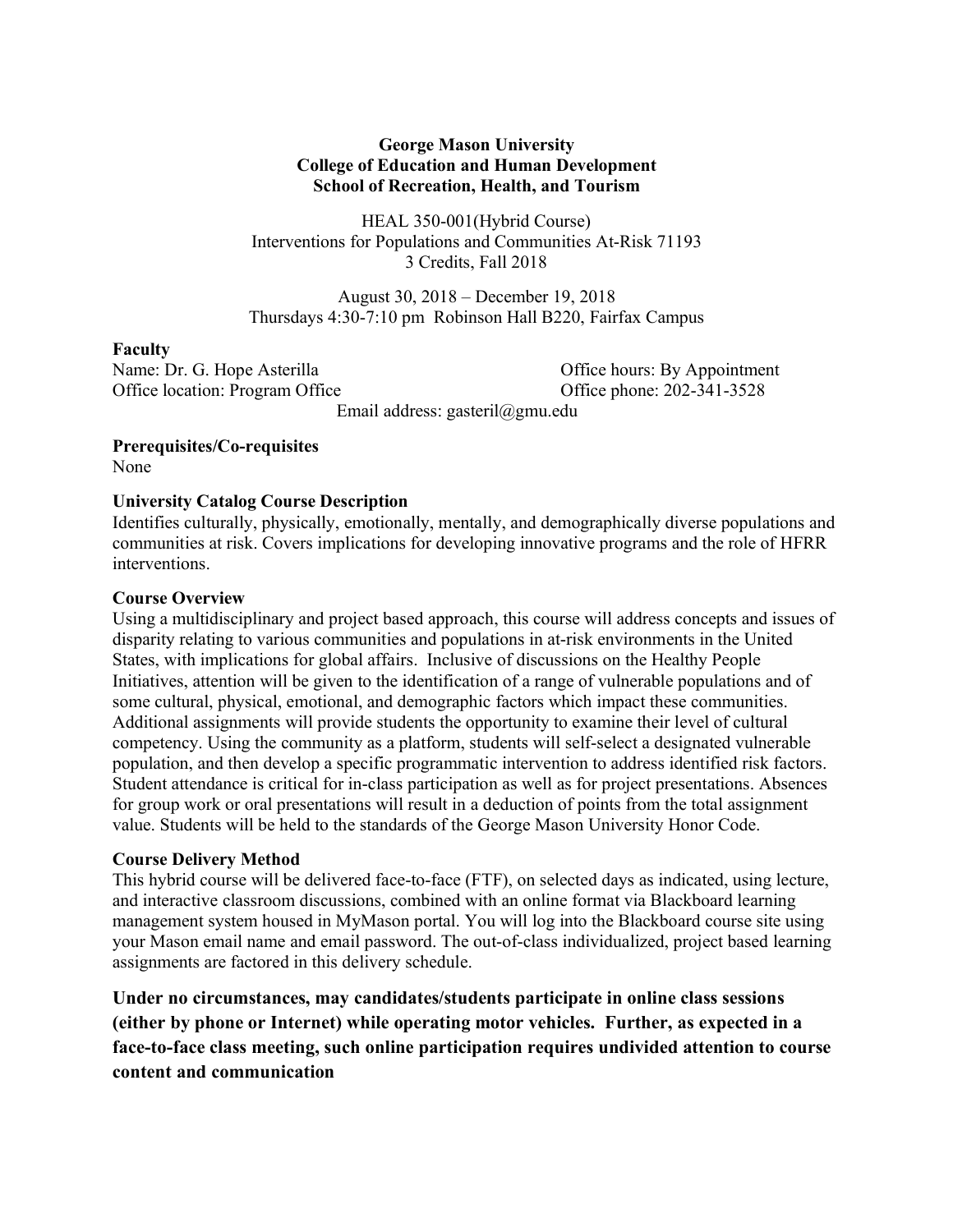**George Mason University**
**College of Education and Human Development**
**School of Recreation, Health, and Tourism**

HEAL 350-001(Hybrid Course)
Interventions for Populations and Communities At-Risk 71193
3 Credits, Fall 2018

August 30, 2018 – December 19, 2018
Thursdays 4:30-7:10 pm Robinson Hall B220, Fairfax Campus

## Faculty

Name: Dr. G. Hope Asterilla
Office hours: By Appointment
Office location: Program Office
Office phone: 202-341-3528
Email address: gasteril@gmu.edu

## Prerequisites/Co-requisites

None

## University Catalog Course Description

Identifies culturally, physically, emotionally, mentally, and demographically diverse populations and communities at risk. Covers implications for developing innovative programs and the role of HFRR interventions.

## Course Overview

Using a multidisciplinary and project based approach, this course will address concepts and issues of disparity relating to various communities and populations in at-risk environments in the United States, with implications for global affairs. Inclusive of discussions on the Healthy People Initiatives, attention will be given to the identification of a range of vulnerable populations and of some cultural, physical, emotional, and demographic factors which impact these communities. Additional assignments will provide students the opportunity to examine their level of cultural competency. Using the community as a platform, students will self-select a designated vulnerable population, and then develop a specific programmatic intervention to address identified risk factors. Student attendance is critical for in-class participation as well as for project presentations. Absences for group work or oral presentations will result in a deduction of points from the total assignment value. Students will be held to the standards of the George Mason University Honor Code.

## Course Delivery Method

This hybrid course will be delivered face-to-face (FTF), on selected days as indicated, using lecture, and interactive classroom discussions, combined with an online format via Blackboard learning management system housed in MyMason portal. You will log into the Blackboard course site using your Mason email name and email password. The out-of-class individualized, project based learning assignments are factored in this delivery schedule.

**Under no circumstances, may candidates/students participate in online class sessions (either by phone or Internet) while operating motor vehicles. Further, as expected in a face-to-face class meeting, such online participation requires undivided attention to course content and communication**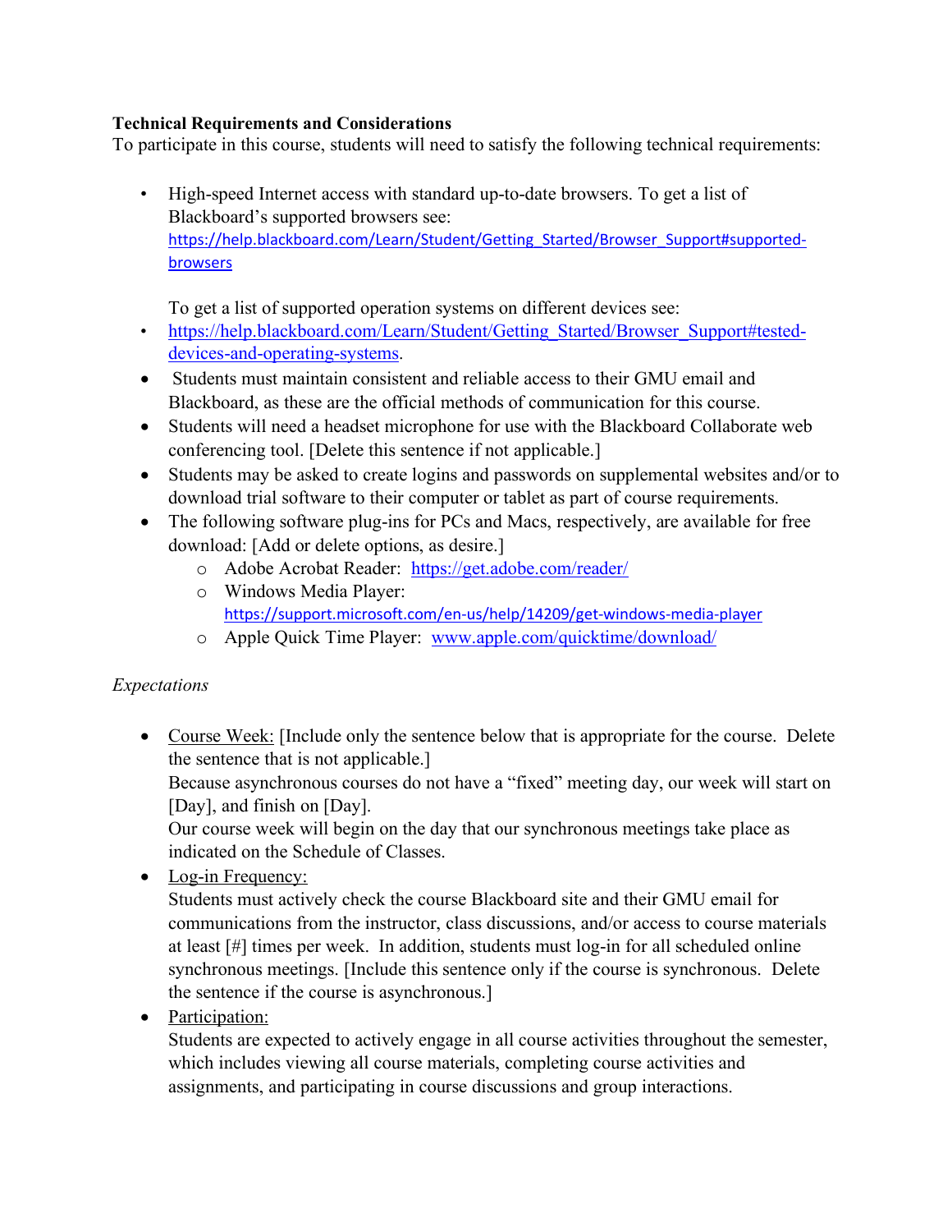**Technical Requirements and Considerations**

To participate in this course, students will need to satisfy the following technical requirements:

- High-speed Internet access with standard up-to-date browsers. To get a list of Blackboard's supported browsers see: https://help.blackboard.com/Learn/Student/Getting_Started/Browser_Support#supported-browsers

  To get a list of supported operation systems on different devices see:
- https://help.blackboard.com/Learn/Student/Getting_Started/Browser_Support#tested-devices-and-operating-systems.
- Students must maintain consistent and reliable access to their GMU email and Blackboard, as these are the official methods of communication for this course.
- Students will need a headset microphone for use with the Blackboard Collaborate web conferencing tool. [Delete this sentence if not applicable.]
- Students may be asked to create logins and passwords on supplemental websites and/or to download trial software to their computer or tablet as part of course requirements.
- The following software plug-ins for PCs and Macs, respectively, are available for free download: [Add or delete options, as desire.]
  - Adobe Acrobat Reader: https://get.adobe.com/reader/
  - Windows Media Player: https://support.microsoft.com/en-us/help/14209/get-windows-media-player
  - Apple Quick Time Player: www.apple.com/quicktime/download/

*Expectations*

- Course Week: [Include only the sentence below that is appropriate for the course. Delete the sentence that is not applicable.]
  Because asynchronous courses do not have a "fixed" meeting day, our week will start on [Day], and finish on [Day].
  Our course week will begin on the day that our synchronous meetings take place as indicated on the Schedule of Classes.
- Log-in Frequency:
  Students must actively check the course Blackboard site and their GMU email for communications from the instructor, class discussions, and/or access to course materials at least [#] times per week. In addition, students must log-in for all scheduled online synchronous meetings. [Include this sentence only if the course is synchronous. Delete the sentence if the course is asynchronous.]
- Participation:
  Students are expected to actively engage in all course activities throughout the semester, which includes viewing all course materials, completing course activities and assignments, and participating in course discussions and group interactions.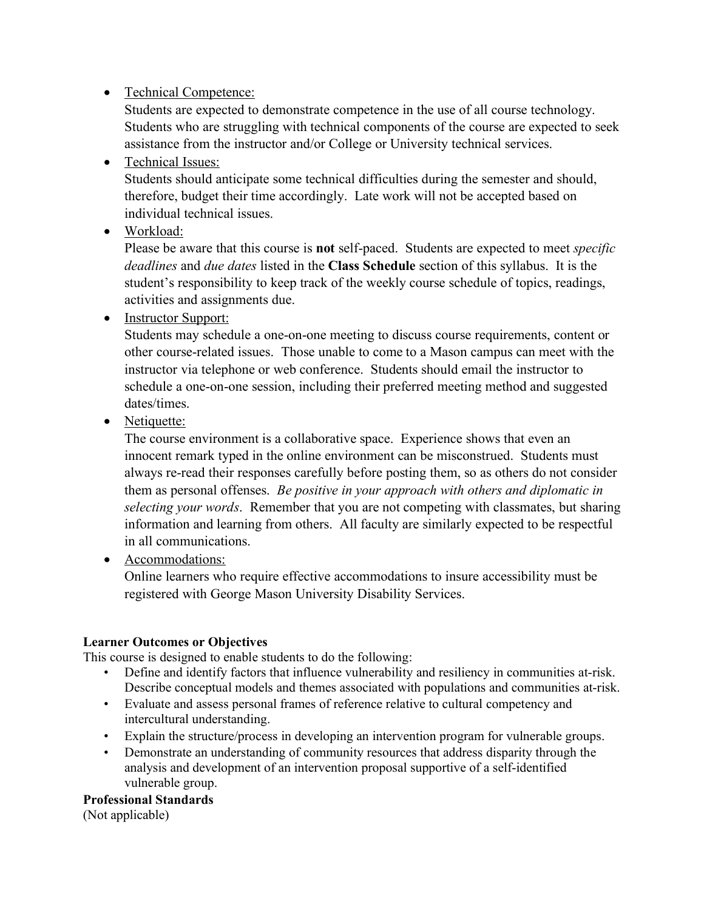- Technical Competence:
  Students are expected to demonstrate competence in the use of all course technology. Students who are struggling with technical components of the course are expected to seek assistance from the instructor and/or College or University technical services.
- Technical Issues:
  Students should anticipate some technical difficulties during the semester and should, therefore, budget their time accordingly. Late work will not be accepted based on individual technical issues.
- Workload:
  Please be aware that this course is **not** self-paced. Students are expected to meet *specific deadlines* and *due dates* listed in the **Class Schedule** section of this syllabus. It is the student's responsibility to keep track of the weekly course schedule of topics, readings, activities and assignments due.
- Instructor Support:
  Students may schedule a one-on-one meeting to discuss course requirements, content or other course-related issues. Those unable to come to a Mason campus can meet with the instructor via telephone or web conference. Students should email the instructor to schedule a one-on-one session, including their preferred meeting method and suggested dates/times.
- Netiquette:
  The course environment is a collaborative space. Experience shows that even an innocent remark typed in the online environment can be misconstrued. Students must always re-read their responses carefully before posting them, so as others do not consider them as personal offenses. *Be positive in your approach with others and diplomatic in selecting your words*. Remember that you are not competing with classmates, but sharing information and learning from others. All faculty are similarly expected to be respectful in all communications.
- Accommodations:
  Online learners who require effective accommodations to insure accessibility must be registered with George Mason University Disability Services.

**Learner Outcomes or Objectives**

This course is designed to enable students to do the following:

- Define and identify factors that influence vulnerability and resiliency in communities at-risk. Describe conceptual models and themes associated with populations and communities at-risk.
- Evaluate and assess personal frames of reference relative to cultural competency and intercultural understanding.
- Explain the structure/process in developing an intervention program for vulnerable groups.
- Demonstrate an understanding of community resources that address disparity through the analysis and development of an intervention proposal supportive of a self-identified vulnerable group.

**Professional Standards**

(Not applicable)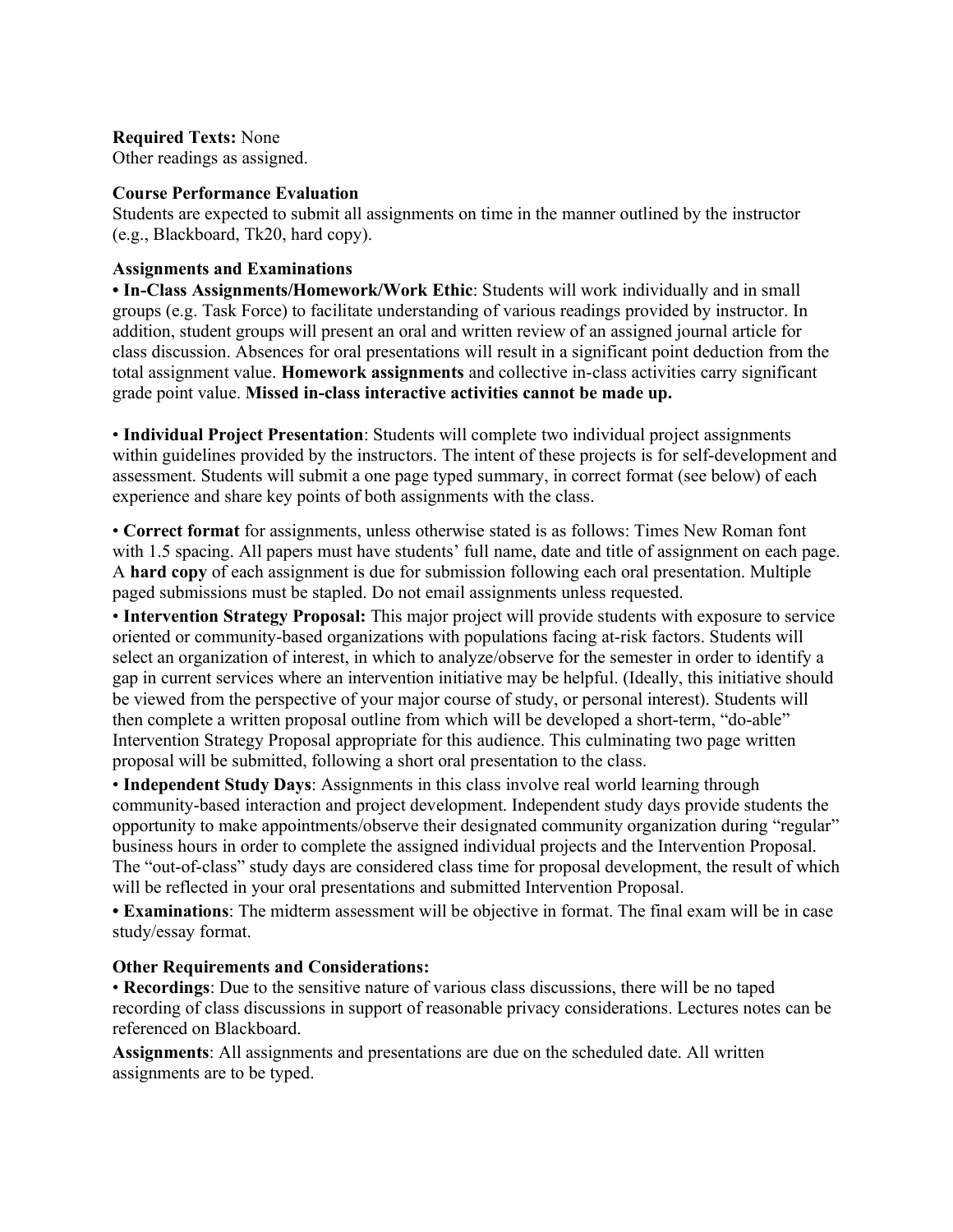**Required Texts:** None
Other readings as assigned.

**Course Performance Evaluation**
Students are expected to submit all assignments on time in the manner outlined by the instructor (e.g., Blackboard, Tk20, hard copy).

**Assignments and Examinations**

- **In-Class Assignments/Homework/Work Ethic**: Students will work individually and in small groups (e.g. Task Force) to facilitate understanding of various readings provided by instructor. In addition, student groups will present an oral and written review of an assigned journal article for class discussion. Absences for oral presentations will result in a significant point deduction from the total assignment value. **Homework assignments** and collective in-class activities carry significant grade point value. **Missed in-class interactive activities cannot be made up.**

- **Individual Project Presentation**: Students will complete two individual project assignments within guidelines provided by the instructors. The intent of these projects is for self-development and assessment. Students will submit a one page typed summary, in correct format (see below) of each experience and share key points of both assignments with the class.

- **Correct format** for assignments, unless otherwise stated is as follows: Times New Roman font with 1.5 spacing. All papers must have students' full name, date and title of assignment on each page. A **hard copy** of each assignment is due for submission following each oral presentation. Multiple paged submissions must be stapled. Do not email assignments unless requested.
- **Intervention Strategy Proposal:** This major project will provide students with exposure to service oriented or community-based organizations with populations facing at-risk factors. Students will select an organization of interest, in which to analyze/observe for the semester in order to identify a gap in current services where an intervention initiative may be helpful. (Ideally, this initiative should be viewed from the perspective of your major course of study, or personal interest). Students will then complete a written proposal outline from which will be developed a short-term, "do-able" Intervention Strategy Proposal appropriate for this audience. This culminating two page written proposal will be submitted, following a short oral presentation to the class.
- **Independent Study Days**: Assignments in this class involve real world learning through community-based interaction and project development. Independent study days provide students the opportunity to make appointments/observe their designated community organization during "regular" business hours in order to complete the assigned individual projects and the Intervention Proposal. The "out-of-class" study days are considered class time for proposal development, the result of which will be reflected in your oral presentations and submitted Intervention Proposal.
- **Examinations**: The midterm assessment will be objective in format. The final exam will be in case study/essay format.

**Other Requirements and Considerations:**

- **Recordings**: Due to the sensitive nature of various class discussions, there will be no taped recording of class discussions in support of reasonable privacy considerations. Lectures notes can be referenced on Blackboard.

**Assignments**: All assignments and presentations are due on the scheduled date. All written assignments are to be typed.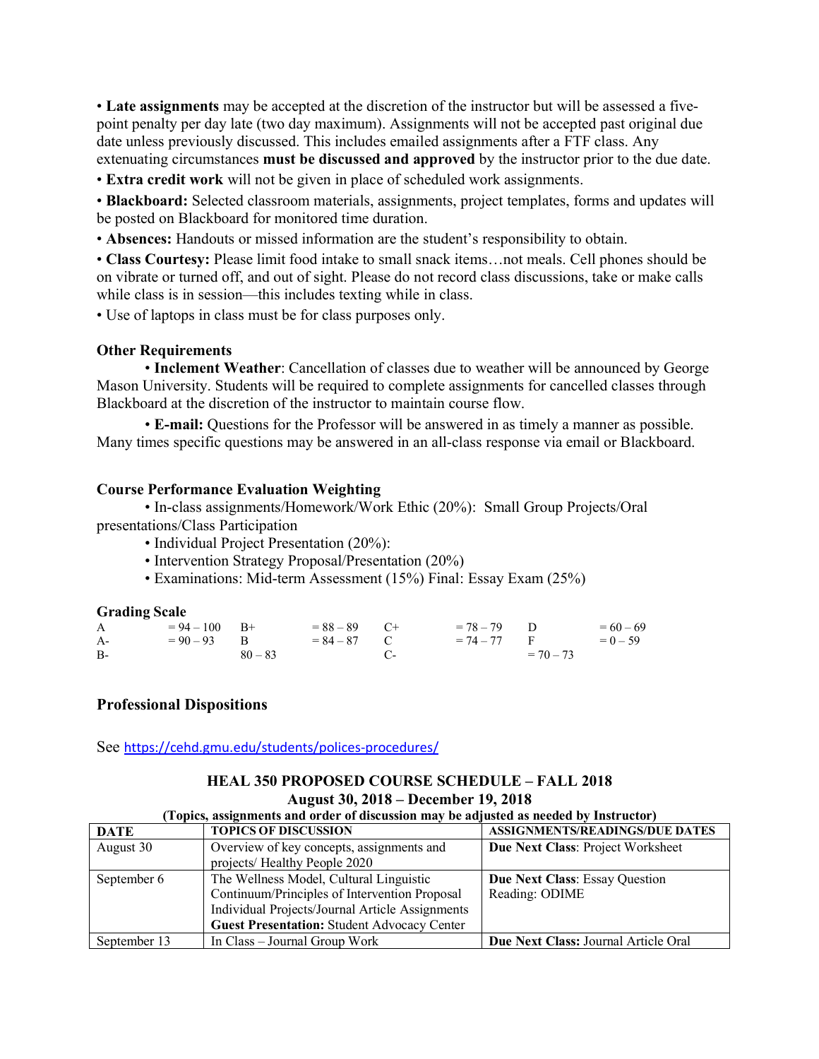• **Late assignments** may be accepted at the discretion of the instructor but will be assessed a five-point penalty per day late (two day maximum). Assignments will not be accepted past original due date unless previously discussed. This includes emailed assignments after a FTF class. Any extenuating circumstances **must be discussed and approved** by the instructor prior to the due date.

• **Extra credit work** will not be given in place of scheduled work assignments.

• **Blackboard:** Selected classroom materials, assignments, project templates, forms and updates will be posted on Blackboard for monitored time duration.

• **Absences:** Handouts or missed information are the student's responsibility to obtain.

• **Class Courtesy:** Please limit food intake to small snack items…not meals. Cell phones should be on vibrate or turned off, and out of sight. Please do not record class discussions, take or make calls while class is in session—this includes texting while in class.

• Use of laptops in class must be for class purposes only.

### Other Requirements

• **Inclement Weather**: Cancellation of classes due to weather will be announced by George Mason University. Students will be required to complete assignments for cancelled classes through Blackboard at the discretion of the instructor to maintain course flow.

• **E-mail:** Questions for the Professor will be answered in as timely a manner as possible. Many times specific questions may be answered in an all-class response via email or Blackboard.

### Course Performance Evaluation Weighting

• In-class assignments/Homework/Work Ethic (20%): Small Group Projects/Oral presentations/Class Participation

• Individual Project Presentation (20%):

• Intervention Strategy Proposal/Presentation (20%)

• Examinations: Mid-term Assessment (15%) Final: Essay Exam (25%)

### Grading Scale

| | | | | | | | |
|---|---|---|---|---|---|---|---|
| A | = 94 – 100 | B+ | = 88 – 89 | C+ | = 78 – 79 | D | = 60 – 69 |
| A- | = 90 – 93 | B | = 84 – 87 | C | = 74 – 77 | F | = 0 – 59 |
| B- | 80 – 83 | | | C- | = 70 – 73 | | |

### Professional Dispositions

See https://cehd.gmu.edu/students/polices-procedures/

## HEAL 350 PROPOSED COURSE SCHEDULE – FALL 2018

**August 30, 2018 – December 19, 2018**

**(Topics, assignments and order of discussion may be adjusted as needed by Instructor)**

| DATE | TOPICS OF DISCUSSION | ASSIGNMENTS/READINGS/DUE DATES |
|---|---|---|
| August 30 | Overview of key concepts, assignments and projects/ Healthy People 2020 | **Due Next Class**: Project Worksheet |
| September 6 | The Wellness Model, Cultural Linguistic Continuum/Principles of Intervention Proposal Individual Projects/Journal Article Assignments **Guest Presentation:** Student Advocacy Center | **Due Next Class**: Essay Question Reading: ODIME |
| September 13 | In Class – Journal Group Work | **Due Next Class:** Journal Article Oral |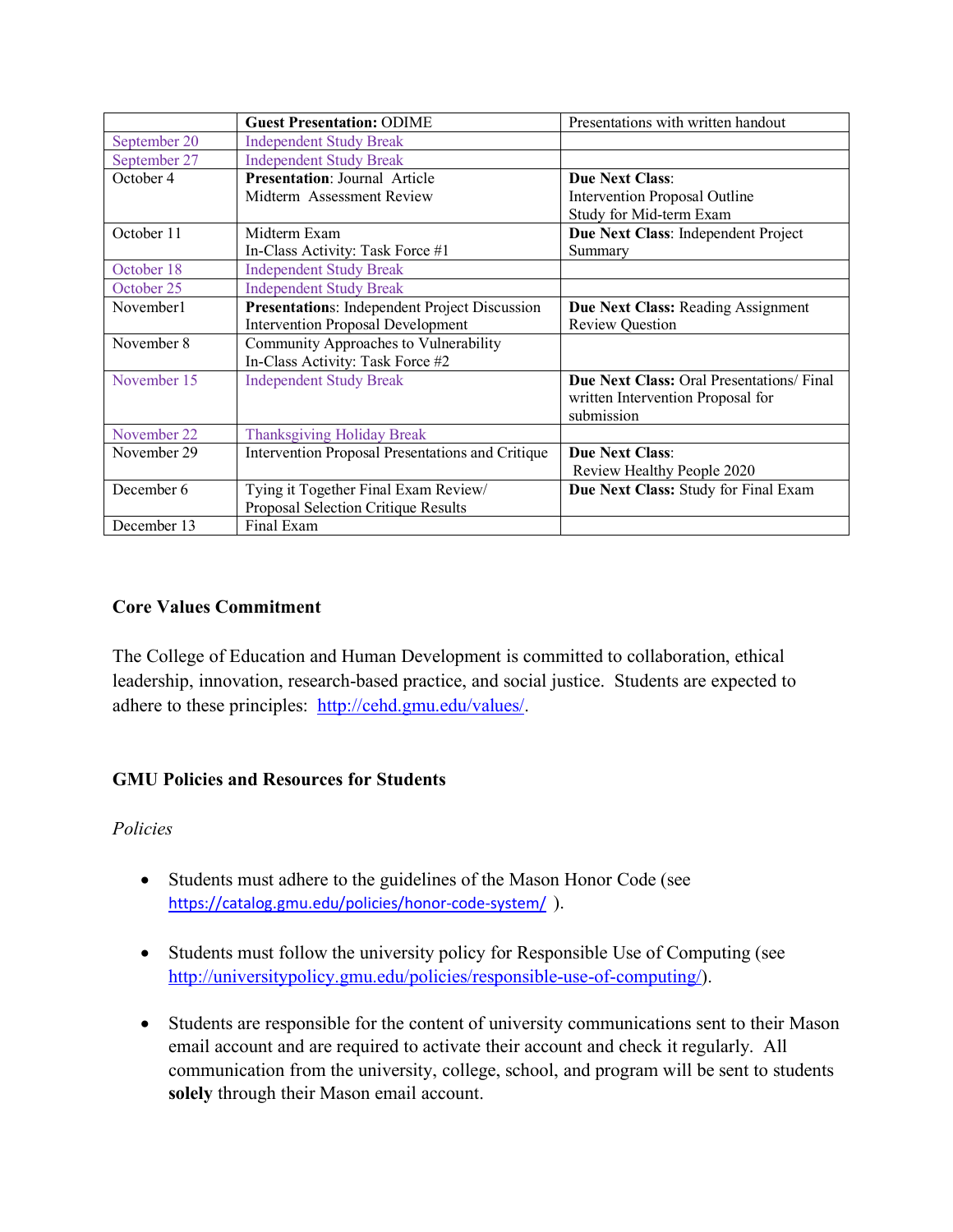| | **Guest Presentation:** ODIME | Presentations with written handout |
|---|---|---|
| September 20 | Independent Study Break | |
| September 27 | Independent Study Break | |
| October 4 | **Presentation**: Journal Article<br>Midterm Assessment Review | **Due Next Class**:<br>Intervention Proposal Outline<br>Study for Mid-term Exam |
| October 11 | Midterm Exam<br>In-Class Activity: Task Force #1 | **Due Next Class**: Independent Project Summary |
| October 18 | Independent Study Break | |
| October 25 | Independent Study Break | |
| November1 | **Presentations**: Independent Project Discussion<br>Intervention Proposal Development | **Due Next Class:** Reading Assignment Review Question |
| November 8 | Community Approaches to Vulnerability<br>In-Class Activity: Task Force #2 | |
| November 15 | Independent Study Break | **Due Next Class:** Oral Presentations/ Final written Intervention Proposal for submission |
| November 22 | Thanksgiving Holiday Break | |
| November 29 | Intervention Proposal Presentations and Critique | **Due Next Class**:<br>Review Healthy People 2020 |
| December 6 | Tying it Together Final Exam Review/<br>Proposal Selection Critique Results | **Due Next Class:** Study for Final Exam |
| December 13 | Final Exam | |

### Core Values Commitment

The College of Education and Human Development is committed to collaboration, ethical leadership, innovation, research-based practice, and social justice. Students are expected to adhere to these principles: http://cehd.gmu.edu/values/.

### GMU Policies and Resources for Students

*Policies*

- Students must adhere to the guidelines of the Mason Honor Code (see https://catalog.gmu.edu/policies/honor-code-system/ ).
- Students must follow the university policy for Responsible Use of Computing (see http://universitypolicy.gmu.edu/policies/responsible-use-of-computing/).
- Students are responsible for the content of university communications sent to their Mason email account and are required to activate their account and check it regularly. All communication from the university, college, school, and program will be sent to students **solely** through their Mason email account.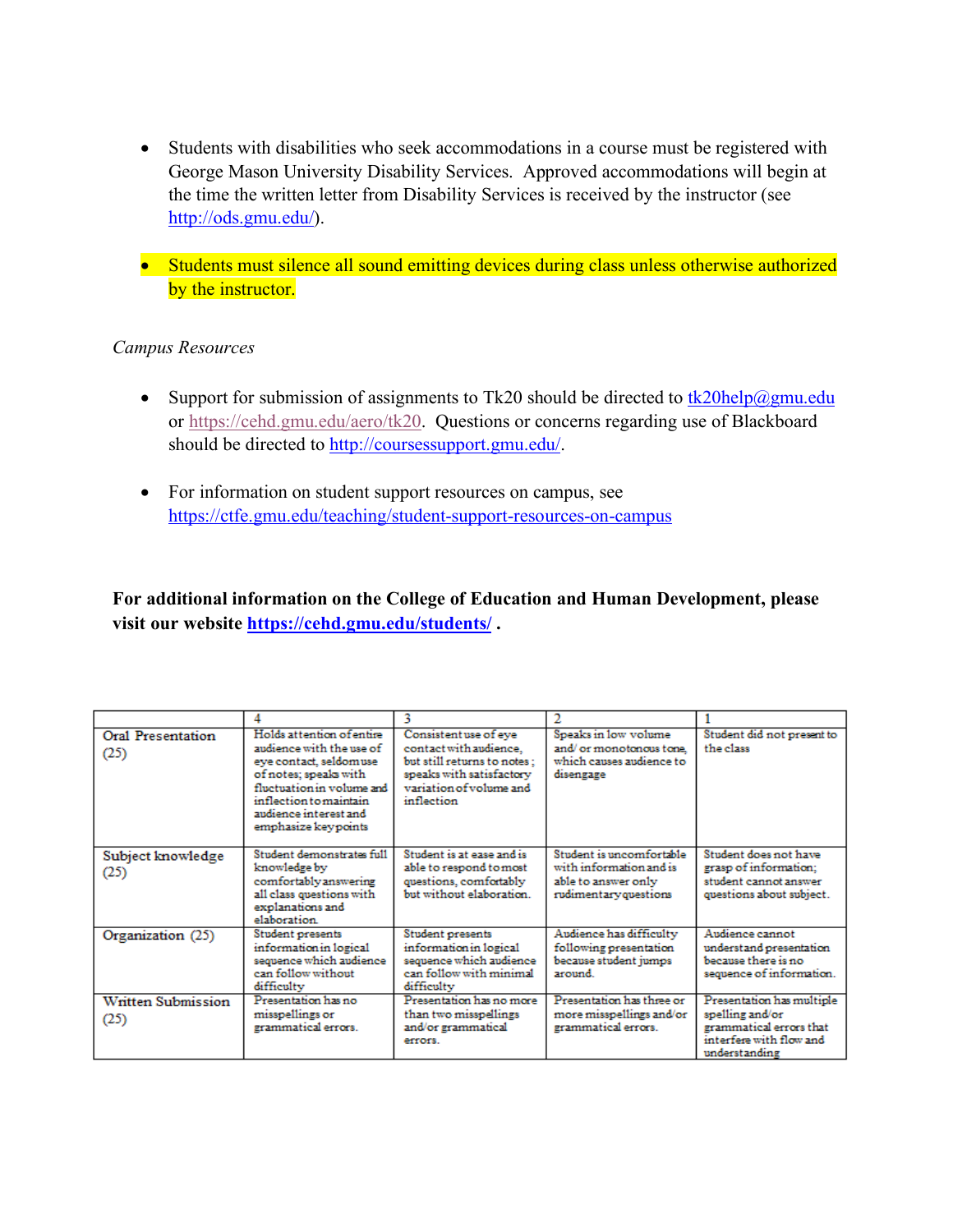- Students with disabilities who seek accommodations in a course must be registered with George Mason University Disability Services. Approved accommodations will begin at the time the written letter from Disability Services is received by the instructor (see http://ods.gmu.edu/).

- Students must silence all sound emitting devices during class unless otherwise authorized by the instructor.

*Campus Resources*

- Support for submission of assignments to Tk20 should be directed to tk20help@gmu.edu or https://cehd.gmu.edu/aero/tk20. Questions or concerns regarding use of Blackboard should be directed to http://coursessupport.gmu.edu/.

- For information on student support resources on campus, see https://ctfe.gmu.edu/teaching/student-support-resources-on-campus

**For additional information on the College of Education and Human Development, please visit our website https://cehd.gmu.edu/students/ .**

| | 4 | 3 | 2 | 1 |
|---|---|---|---|---|
| Oral Presentation (25) | Holds attention of entire audience with the use of eye contact, seldom use of notes; speaks with fluctuation in volume and inflection to maintain audience interest and emphasize key points | Consistent use of eye contact with audience, but still returns to notes ; speaks with satisfactory variation of volume and inflection | Speaks in low volume and/ or monotonous tone, which causes audience to disengage | Student did not present to the class |
| Subject knowledge (25) | Student demonstrates full knowledge by comfortably answering all class questions with explanations and elaboration. | Student is at ease and is able to respond to most questions, comfortably but without elaboration. | Student is uncomfortable with information and is able to answer only rudimentary questions | Student does not have grasp of information; student cannot answer questions about subject. |
| Organization (25) | Student presents information in logical sequence which audience can follow without difficulty | Student presents information in logical sequence which audience can follow with minimal difficulty | Audience has difficulty following presentation because student jumps around. | Audience cannot understand presentation because there is no sequence of information. |
| Written Submission (25) | Presentation has no misspellings or grammatical errors. | Presentation has no more than two misspellings and/or grammatical errors. | Presentation has three or more misspellings and/or grammatical errors. | Presentation has multiple spelling and/or grammatical errors that interfere with flow and understanding |